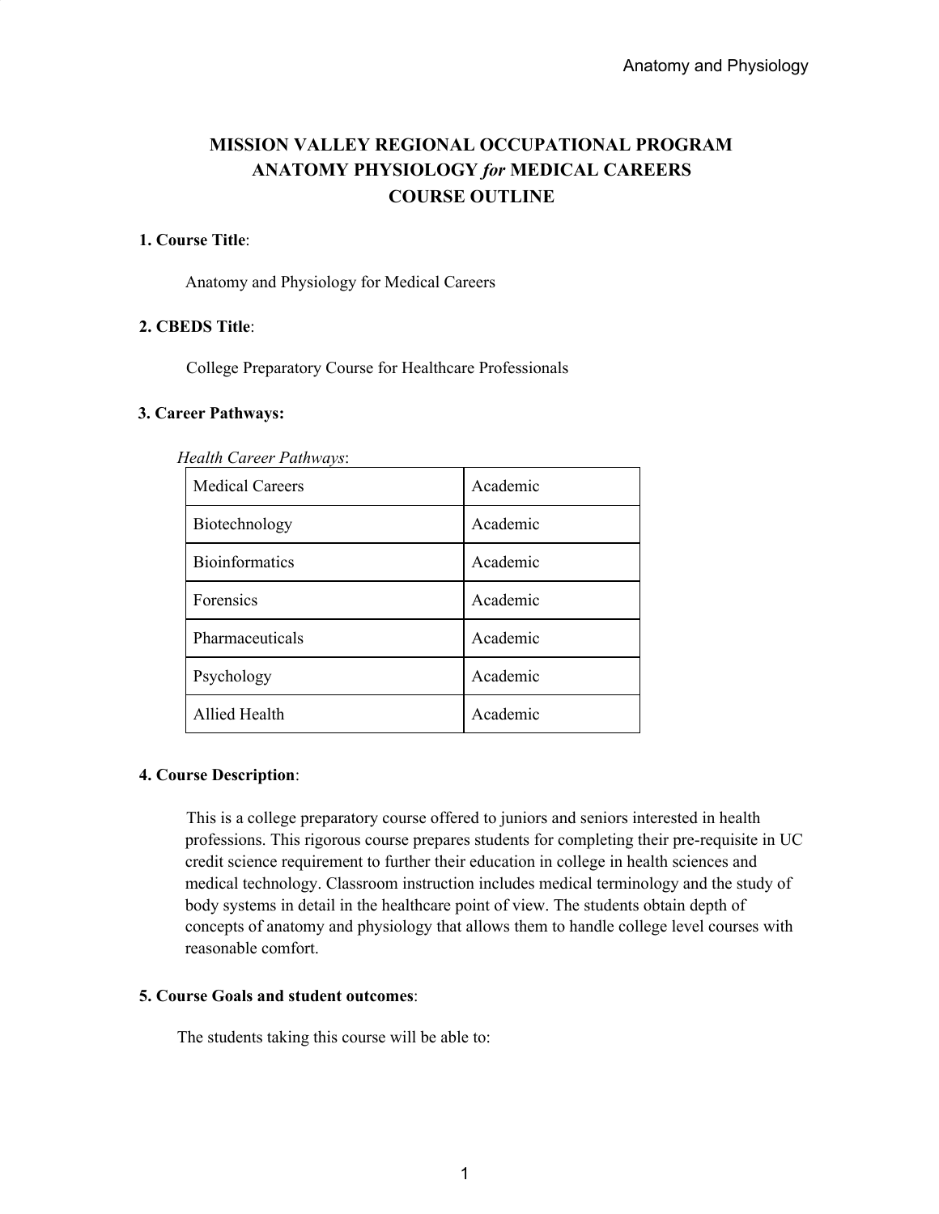# MISSION VALLEY REGIONAL OCCUPATIONAL PROGRAM
# ANATOMY PHYSIOLOGY *for* MEDICAL CAREERS
# COURSE OUTLINE

**1. Course Title**:

Anatomy and Physiology for Medical Careers

**2. CBEDS Title**:

College Preparatory Course for Healthcare Professionals

**3. Career Pathways:**

*Health Career Pathways*:

| | |
|---|---|
| Medical Careers | Academic |
| Biotechnology | Academic |
| Bioinformatics | Academic |
| Forensics | Academic |
| Pharmaceuticals | Academic |
| Psychology | Academic |
| Allied Health | Academic |

**4. Course Description**:

This is a college preparatory course offered to juniors and seniors interested in health professions. This rigorous course prepares students for completing their pre-requisite in UC credit science requirement to further their education in college in health sciences and medical technology. Classroom instruction includes medical terminology and the study of body systems in detail in the healthcare point of view. The students obtain depth of concepts of anatomy and physiology that allows them to handle college level courses with reasonable comfort.

**5. Course Goals and student outcomes**:

The students taking this course will be able to: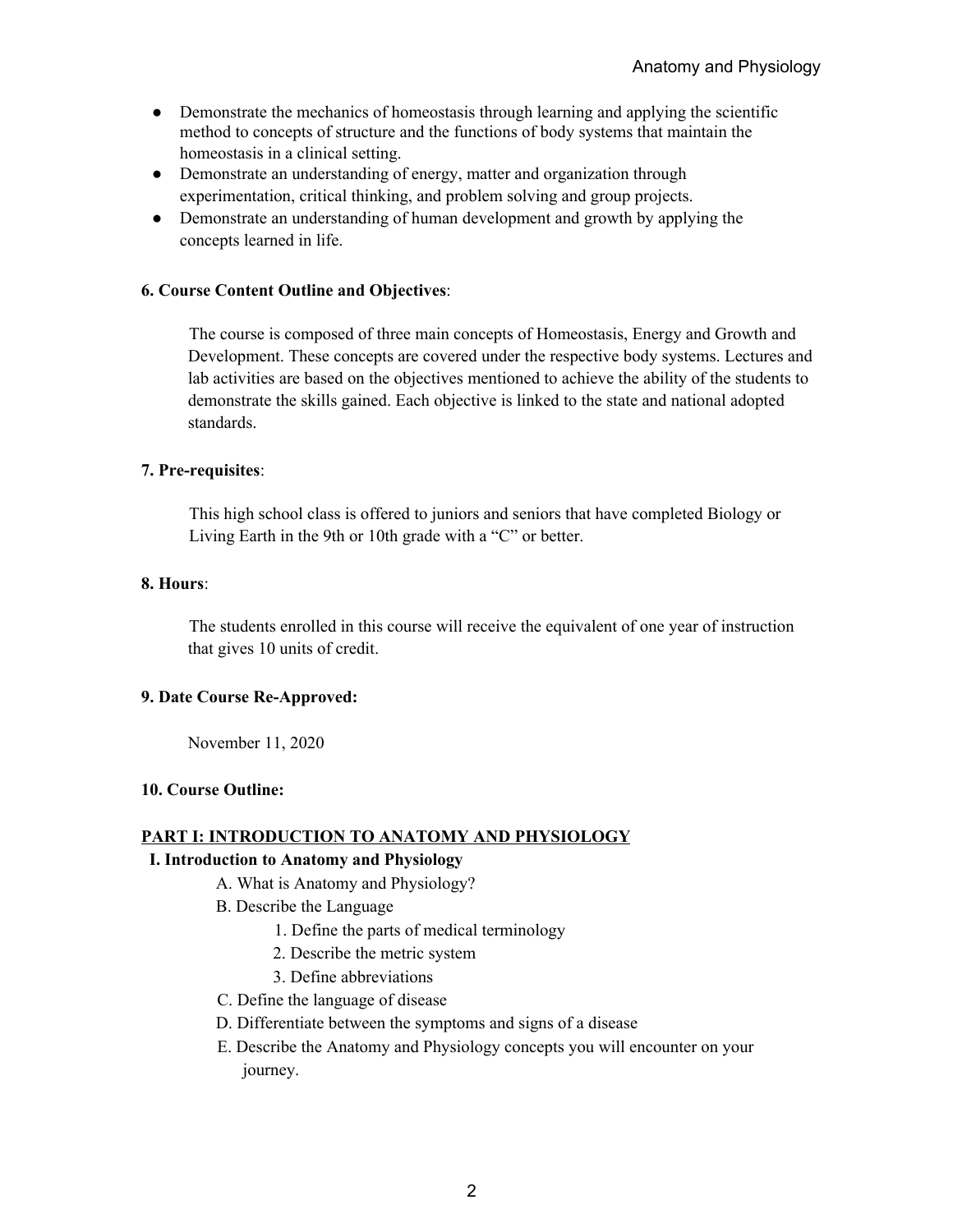- Demonstrate the mechanics of homeostasis through learning and applying the scientific method to concepts of structure and the functions of body systems that maintain the homeostasis in a clinical setting.
- Demonstrate an understanding of energy, matter and organization through experimentation, critical thinking, and problem solving and group projects.
- Demonstrate an understanding of human development and growth by applying the concepts learned in life.

**6. Course Content Outline and Objectives**:

The course is composed of three main concepts of Homeostasis, Energy and Growth and Development. These concepts are covered under the respective body systems. Lectures and lab activities are based on the objectives mentioned to achieve the ability of the students to demonstrate the skills gained. Each objective is linked to the state and national adopted standards.

**7. Pre-requisites**:

This high school class is offered to juniors and seniors that have completed Biology or Living Earth in the 9th or 10th grade with a "C" or better.

**8. Hours**:

The students enrolled in this course will receive the equivalent of one year of instruction that gives 10 units of credit.

**9. Date Course Re-Approved:**

November 11, 2020

**10. Course Outline:**

**PART I: INTRODUCTION TO ANATOMY AND PHYSIOLOGY**

**I. Introduction to Anatomy and Physiology**

- A. What is Anatomy and Physiology?
- B. Describe the Language
  1. Define the parts of medical terminology
  2. Describe the metric system
  3. Define abbreviations
- C. Define the language of disease
- D. Differentiate between the symptoms and signs of a disease
- E. Describe the Anatomy and Physiology concepts you will encounter on your journey.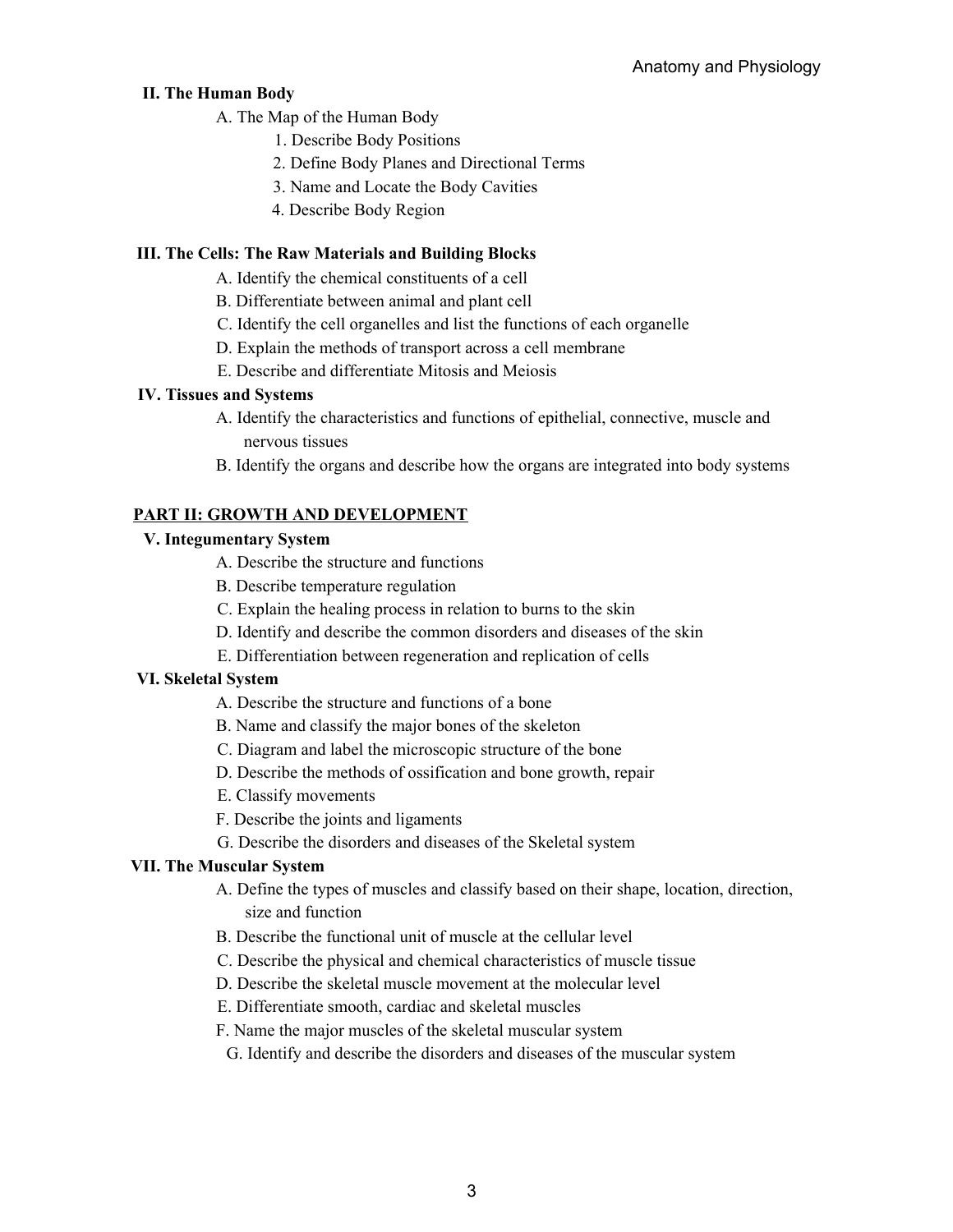**II. The Human Body**

- A. The Map of the Human Body
  1. Describe Body Positions
  2. Define Body Planes and Directional Terms
  3. Name and Locate the Body Cavities
  4. Describe Body Region

**III. The Cells: The Raw Materials and Building Blocks**

- A. Identify the chemical constituents of a cell
- B. Differentiate between animal and plant cell
- C. Identify the cell organelles and list the functions of each organelle
- D. Explain the methods of transport across a cell membrane
- E. Describe and differentiate Mitosis and Meiosis

**IV. Tissues and Systems**

- A. Identify the characteristics and functions of epithelial, connective, muscle and nervous tissues
- B. Identify the organs and describe how the organs are integrated into body systems

## PART II: GROWTH AND DEVELOPMENT

**V. Integumentary System**

- A. Describe the structure and functions
- B. Describe temperature regulation
- C. Explain the healing process in relation to burns to the skin
- D. Identify and describe the common disorders and diseases of the skin
- E. Differentiation between regeneration and replication of cells

**VI. Skeletal System**

- A. Describe the structure and functions of a bone
- B. Name and classify the major bones of the skeleton
- C. Diagram and label the microscopic structure of the bone
- D. Describe the methods of ossification and bone growth, repair
- E. Classify movements
- F. Describe the joints and ligaments
- G. Describe the disorders and diseases of the Skeletal system

**VII. The Muscular System**

- A. Define the types of muscles and classify based on their shape, location, direction, size and function
- B. Describe the functional unit of muscle at the cellular level
- C. Describe the physical and chemical characteristics of muscle tissue
- D. Describe the skeletal muscle movement at the molecular level
- E. Differentiate smooth, cardiac and skeletal muscles
- F. Name the major muscles of the skeletal muscular system
- G. Identify and describe the disorders and diseases of the muscular system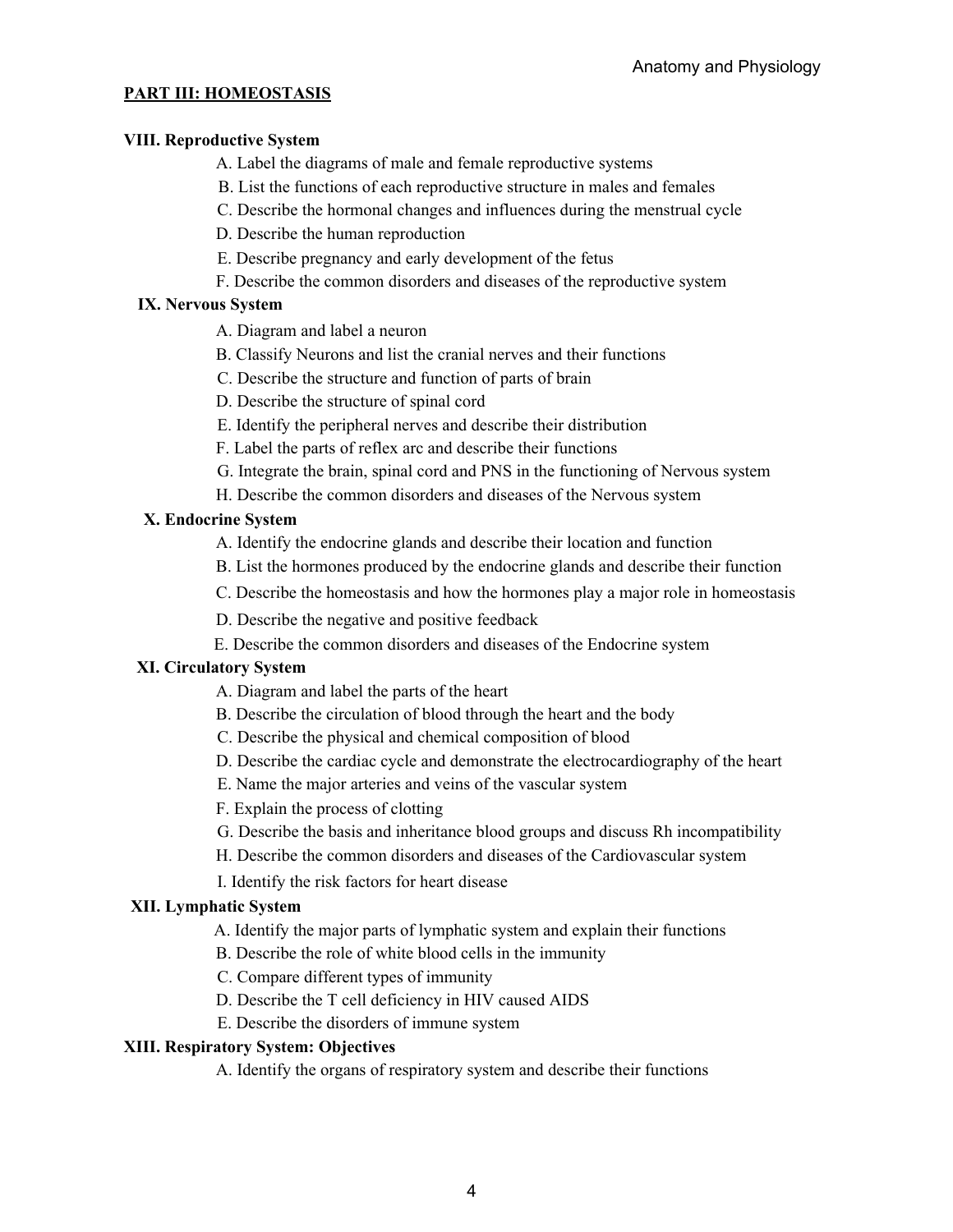## PART III: HOMEOSTASIS

### VIII. Reproductive System

A. Label the diagrams of male and female reproductive systems

B. List the functions of each reproductive structure in males and females

C. Describe the hormonal changes and influences during the menstrual cycle

D. Describe the human reproduction

E. Describe pregnancy and early development of the fetus

F. Describe the common disorders and diseases of the reproductive system

### IX. Nervous System

A. Diagram and label a neuron

B. Classify Neurons and list the cranial nerves and their functions

C. Describe the structure and function of parts of brain

D. Describe the structure of spinal cord

E. Identify the peripheral nerves and describe their distribution

F. Label the parts of reflex arc and describe their functions

G. Integrate the brain, spinal cord and PNS in the functioning of Nervous system

H. Describe the common disorders and diseases of the Nervous system

### X. Endocrine System

A. Identify the endocrine glands and describe their location and function

B. List the hormones produced by the endocrine glands and describe their function

C. Describe the homeostasis and how the hormones play a major role in homeostasis

D. Describe the negative and positive feedback

E. Describe the common disorders and diseases of the Endocrine system

### XI. Circulatory System

A. Diagram and label the parts of the heart

B. Describe the circulation of blood through the heart and the body

C. Describe the physical and chemical composition of blood

D. Describe the cardiac cycle and demonstrate the electrocardiography of the heart

E. Name the major arteries and veins of the vascular system

F. Explain the process of clotting

G. Describe the basis and inheritance blood groups and discuss Rh incompatibility

H. Describe the common disorders and diseases of the Cardiovascular system

I. Identify the risk factors for heart disease

### XII. Lymphatic System

A. Identify the major parts of lymphatic system and explain their functions

B. Describe the role of white blood cells in the immunity

C. Compare different types of immunity

D. Describe the T cell deficiency in HIV caused AIDS

E. Describe the disorders of immune system

### XIII. Respiratory System: Objectives

A. Identify the organs of respiratory system and describe their functions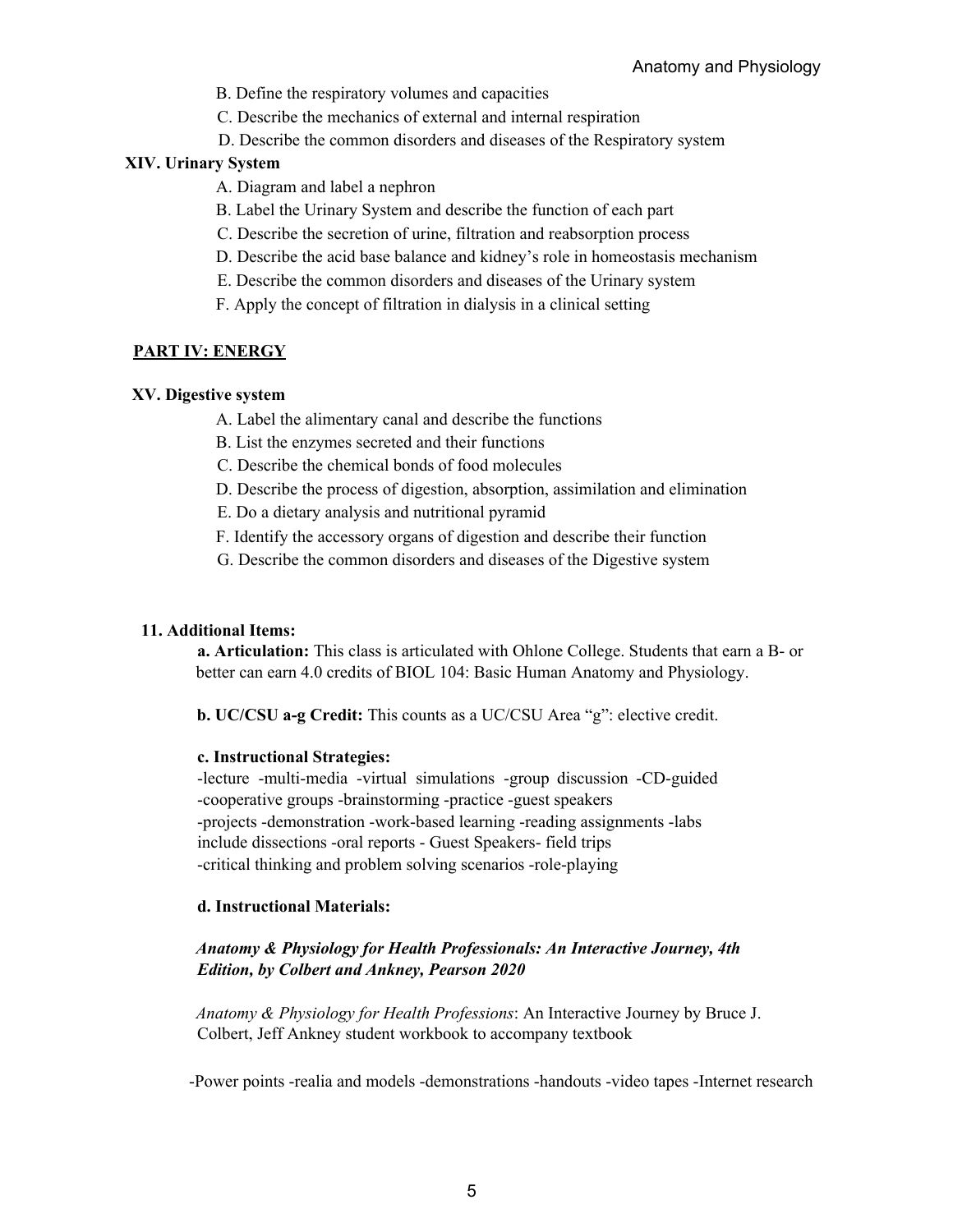B. Define the respiratory volumes and capacities

C. Describe the mechanics of external and internal respiration

D. Describe the common disorders and diseases of the Respiratory system

**XIV. Urinary System**

A. Diagram and label a nephron

B. Label the Urinary System and describe the function of each part

C. Describe the secretion of urine, filtration and reabsorption process

D. Describe the acid base balance and kidney's role in homeostasis mechanism

E. Describe the common disorders and diseases of the Urinary system

F. Apply the concept of filtration in dialysis in a clinical setting

## PART IV: ENERGY

**XV. Digestive system**

A. Label the alimentary canal and describe the functions

B. List the enzymes secreted and their functions

C. Describe the chemical bonds of food molecules

D. Describe the process of digestion, absorption, assimilation and elimination

E. Do a dietary analysis and nutritional pyramid

F. Identify the accessory organs of digestion and describe their function

G. Describe the common disorders and diseases of the Digestive system

**11. Additional Items:**

**a. Articulation:** This class is articulated with Ohlone College. Students that earn a B- or better can earn 4.0 credits of BIOL 104: Basic Human Anatomy and Physiology.

**b. UC/CSU a-g Credit:** This counts as a UC/CSU Area "g": elective credit.

**c. Instructional Strategies:**

-lecture -multi-media -virtual simulations -group discussion -CD-guided -cooperative groups -brainstorming -practice -guest speakers -projects -demonstration -work-based learning -reading assignments -labs include dissections -oral reports - Guest Speakers- field trips -critical thinking and problem solving scenarios -role-playing

**d. Instructional Materials:**

***Anatomy & Physiology for Health Professionals: An Interactive Journey, 4th Edition, by Colbert and Anknеy, Pearson 2020***

*Anatomy & Physiology for Health Professions*: An Interactive Journey by Bruce J. Colbert, Jeff Ankney student workbook to accompany textbook

-Power points -realia and models -demonstrations -handouts -video tapes -Internet research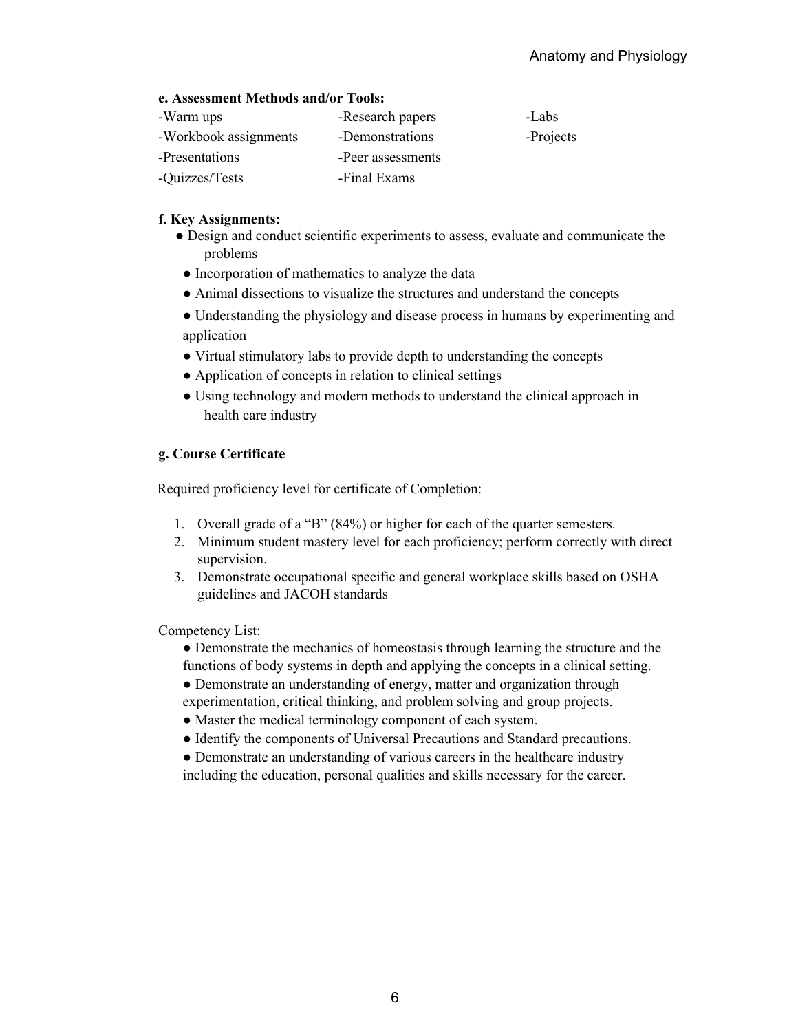**e. Assessment Methods and/or Tools:**

-Warm ups
-Workbook assignments
-Presentations
-Quizzes/Tests
-Research papers
-Demonstrations
-Peer assessments
-Final Exams
-Labs
-Projects

**f. Key Assignments:**

- Design and conduct scientific experiments to assess, evaluate and communicate the problems
- Incorporation of mathematics to analyze the data
- Animal dissections to visualize the structures and understand the concepts
- Understanding the physiology and disease process in humans by experimenting and application
- Virtual stimulatory labs to provide depth to understanding the concepts
- Application of concepts in relation to clinical settings
- Using technology and modern methods to understand the clinical approach in health care industry

**g. Course Certificate**

Required proficiency level for certificate of Completion:

1. Overall grade of a "B" (84%) or higher for each of the quarter semesters.
2. Minimum student mastery level for each proficiency; perform correctly with direct supervision.
3. Demonstrate occupational specific and general workplace skills based on OSHA guidelines and JACOH standards

Competency List:

- Demonstrate the mechanics of homeostasis through learning the structure and the functions of body systems in depth and applying the concepts in a clinical setting.
- Demonstrate an understanding of energy, matter and organization through experimentation, critical thinking, and problem solving and group projects.
- Master the medical terminology component of each system.
- Identify the components of Universal Precautions and Standard precautions.
- Demonstrate an understanding of various careers in the healthcare industry including the education, personal qualities and skills necessary for the career.